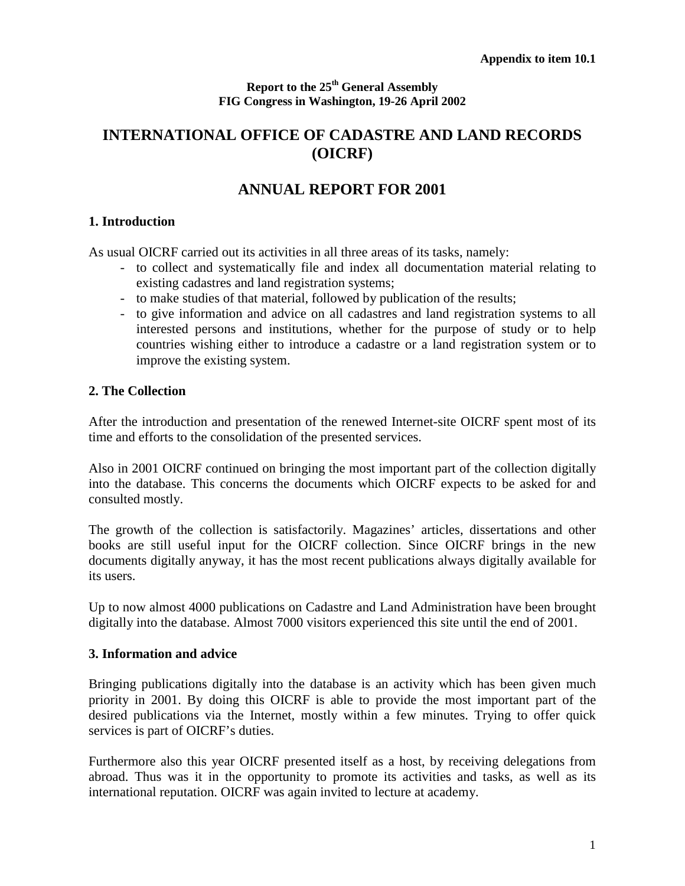**Appendix to item 10.1**

**Report to the 25th General Assembly**
**FIG Congress in Washington, 19-26 April 2002**

# INTERNATIONAL OFFICE OF CADASTRE AND LAND RECORDS (OICRF)

# ANNUAL REPORT FOR 2001

## 1. Introduction

As usual OICRF carried out its activities in all three areas of its tasks, namely:

- to collect and systematically file and index all documentation material relating to existing cadastres and land registration systems;
- to make studies of that material, followed by publication of the results;
- to give information and advice on all cadastres and land registration systems to all interested persons and institutions, whether for the purpose of study or to help countries wishing either to introduce a cadastre or a land registration system or to improve the existing system.

## 2. The Collection

After the introduction and presentation of the renewed Internet-site OICRF spent most of its time and efforts to the consolidation of the presented services.

Also in 2001 OICRF continued on bringing the most important part of the collection digitally into the database. This concerns the documents which OICRF expects to be asked for and consulted mostly.

The growth of the collection is satisfactorily. Magazines' articles, dissertations and other books are still useful input for the OICRF collection. Since OICRF brings in the new documents digitally anyway, it has the most recent publications always digitally available for its users.

Up to now almost 4000 publications on Cadastre and Land Administration have been brought digitally into the database. Almost 7000 visitors experienced this site until the end of 2001.

## 3. Information and advice

Bringing publications digitally into the database is an activity which has been given much priority in 2001. By doing this OICRF is able to provide the most important part of the desired publications via the Internet, mostly within a few minutes. Trying to offer quick services is part of OICRF's duties.

Furthermore also this year OICRF presented itself as a host, by receiving delegations from abroad. Thus was it in the opportunity to promote its activities and tasks, as well as its international reputation. OICRF was again invited to lecture at academy.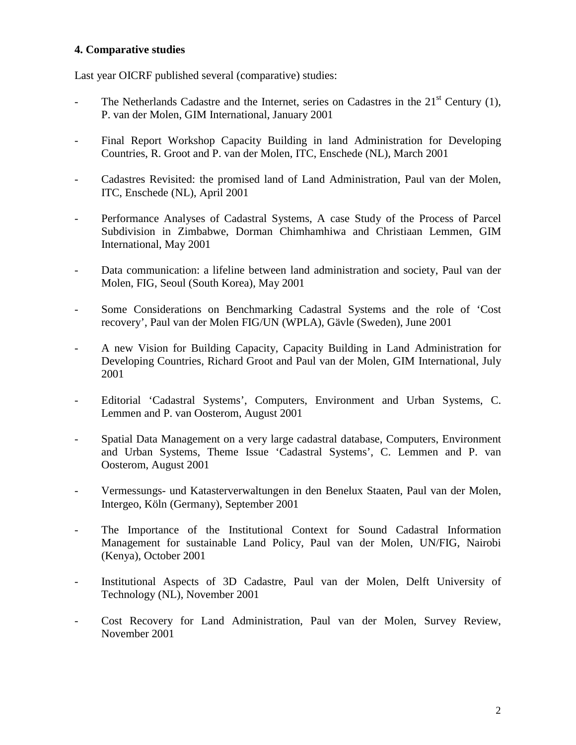### 4. Comparative studies

Last year OICRF published several (comparative) studies:

- The Netherlands Cadastre and the Internet, series on Cadastres in the 21st Century (1), P. van der Molen, GIM International, January 2001
- Final Report Workshop Capacity Building in land Administration for Developing Countries, R. Groot and P. van der Molen, ITC, Enschede (NL), March 2001
- Cadastres Revisited: the promised land of Land Administration, Paul van der Molen, ITC, Enschede (NL), April 2001
- Performance Analyses of Cadastral Systems, A case Study of the Process of Parcel Subdivision in Zimbabwe, Dorman Chimhamhiwa and Christiaan Lemmen, GIM International, May 2001
- Data communication: a lifeline between land administration and society, Paul van der Molen, FIG, Seoul (South Korea), May 2001
- Some Considerations on Benchmarking Cadastral Systems and the role of 'Cost recovery', Paul van der Molen FIG/UN (WPLA), Gävle (Sweden), June 2001
- A new Vision for Building Capacity, Capacity Building in Land Administration for Developing Countries, Richard Groot and Paul van der Molen, GIM International, July 2001
- Editorial 'Cadastral Systems', Computers, Environment and Urban Systems, C. Lemmen and P. van Oosterom, August 2001
- Spatial Data Management on a very large cadastral database, Computers, Environment and Urban Systems, Theme Issue 'Cadastral Systems', C. Lemmen and P. van Oosterom, August 2001
- Vermessungs- und Katasterverwaltungen in den Benelux Staaten, Paul van der Molen, Intergeo, Köln (Germany), September 2001
- The Importance of the Institutional Context for Sound Cadastral Information Management for sustainable Land Policy, Paul van der Molen, UN/FIG, Nairobi (Kenya), October 2001
- Institutional Aspects of 3D Cadastre, Paul van der Molen, Delft University of Technology (NL), November 2001
- Cost Recovery for Land Administration, Paul van der Molen, Survey Review, November 2001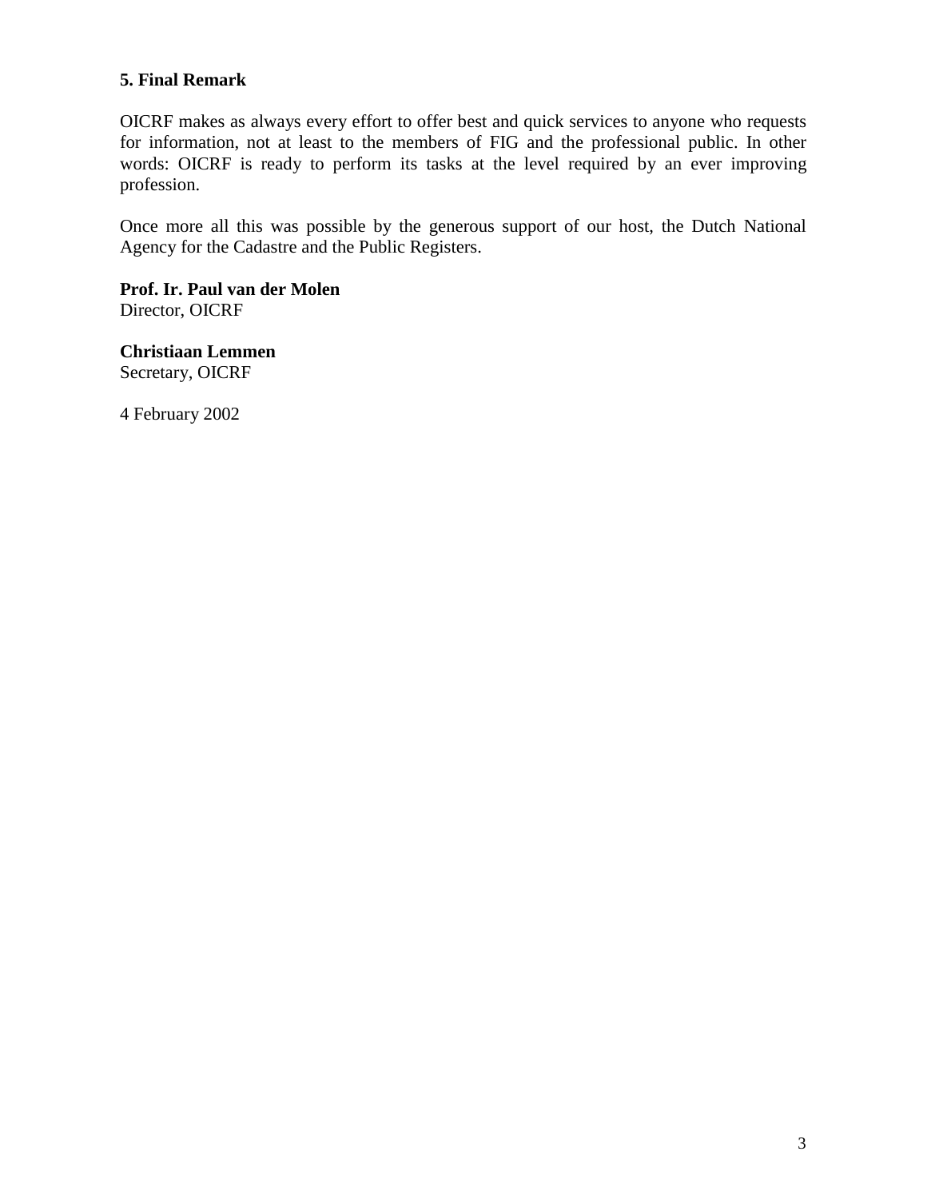## 5. Final Remark

OICRF makes as always every effort to offer best and quick services to anyone who requests for information, not at least to the members of FIG and the professional public. In other words: OICRF is ready to perform its tasks at the level required by an ever improving profession.

Once more all this was possible by the generous support of our host, the Dutch National Agency for the Cadastre and the Public Registers.

**Prof. Ir. Paul van der Molen**
Director, OICRF

**Christiaan Lemmen**
Secretary, OICRF

4 February 2002